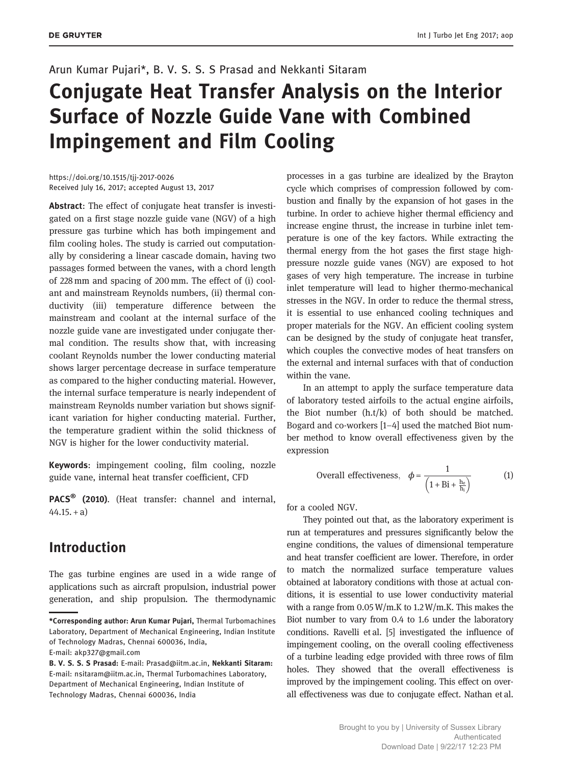Arun Kumar Pujari*, B. V. S. S. S Prasad and Nekkanti Sitaram

# Conjugate Heat Transfer Analysis on the Interior Surface of Nozzle Guide Vane with Combined Impingement and Film Cooling

https://doi.org/10.1515/tjj-2017-0026
Received July 16, 2017; accepted August 13, 2017

**Abstract**: The effect of conjugate heat transfer is investigated on a first stage nozzle guide vane (NGV) of a high pressure gas turbine which has both impingement and film cooling holes. The study is carried out computationally by considering a linear cascade domain, having two passages formed between the vanes, with a chord length of 228 mm and spacing of 200 mm. The effect of (i) coolant and mainstream Reynolds numbers, (ii) thermal conductivity (iii) temperature difference between the mainstream and coolant at the internal surface of the nozzle guide vane are investigated under conjugate thermal condition. The results show that, with increasing coolant Reynolds number the lower conducting material shows larger percentage decrease in surface temperature as compared to the higher conducting material. However, the internal surface temperature is nearly independent of mainstream Reynolds number variation but shows significant variation for higher conducting material. Further, the temperature gradient within the solid thickness of NGV is higher for the lower conductivity material.

**Keywords**: impingement cooling, film cooling, nozzle guide vane, internal heat transfer coefficient, CFD

**PACS® (2010)**. (Heat transfer: channel and internal, 44.15. + a)

## Introduction

The gas turbine engines are used in a wide range of applications such as aircraft propulsion, industrial power generation, and ship propulsion. The thermodynamic processes in a gas turbine are idealized by the Brayton cycle which comprises of compression followed by combustion and finally by the expansion of hot gases in the turbine. In order to achieve higher thermal efficiency and increase engine thrust, the increase in turbine inlet temperature is one of the key factors. While extracting the thermal energy from the hot gases the first stage high-pressure nozzle guide vanes (NGV) are exposed to hot gases of very high temperature. The increase in turbine inlet temperature will lead to higher thermo-mechanical stresses in the NGV. In order to reduce the thermal stress, it is essential to use enhanced cooling techniques and proper materials for the NGV. An efficient cooling system can be designed by the study of conjugate heat transfer, which couples the convective modes of heat transfers on the external and internal surfaces with that of conduction within the vane.

In an attempt to apply the surface temperature data of laboratory tested airfoils to the actual engine airfoils, the Biot number (h.t/k) of both should be matched. Bogard and co-workers [1–4] used the matched Biot number method to know overall effectiveness given by the expression

$$\text{Overall effectiveness,} \quad \phi = \frac{1}{\left(1 + \text{Bi} + \frac{h_e}{h_i}\right)} \tag{1}$$

for a cooled NGV.

They pointed out that, as the laboratory experiment is run at temperatures and pressures significantly below the engine conditions, the values of dimensional temperature and heat transfer coefficient are lower. Therefore, in order to match the normalized surface temperature values obtained at laboratory conditions with those at actual conditions, it is essential to use lower conductivity material with a range from 0.05 W/m.K to 1.2 W/m.K. This makes the Biot number to vary from 0.4 to 1.6 under the laboratory conditions. Ravelli et al. [5] investigated the influence of impingement cooling, on the overall cooling effectiveness of a turbine leading edge provided with three rows of film holes. They showed that the overall effectiveness is improved by the impingement cooling. This effect on overall effectiveness was due to conjugate effect. Nathan et al.

---

**\*Corresponding author: Arun Kumar Pujari,** Thermal Turbomachines Laboratory, Department of Mechanical Engineering, Indian Institute of Technology Madras, Chennai 600036, India,
E-mail: akp327@gmail.com

**B. V. S. S. S Prasad:** E-mail: Prasad@iitm.ac.in, **Nekkanti Sitaram:** E-mail: nsitaram@iitm.ac.in, Thermal Turbomachines Laboratory, Department of Mechanical Engineering, Indian Institute of Technology Madras, Chennai 600036, India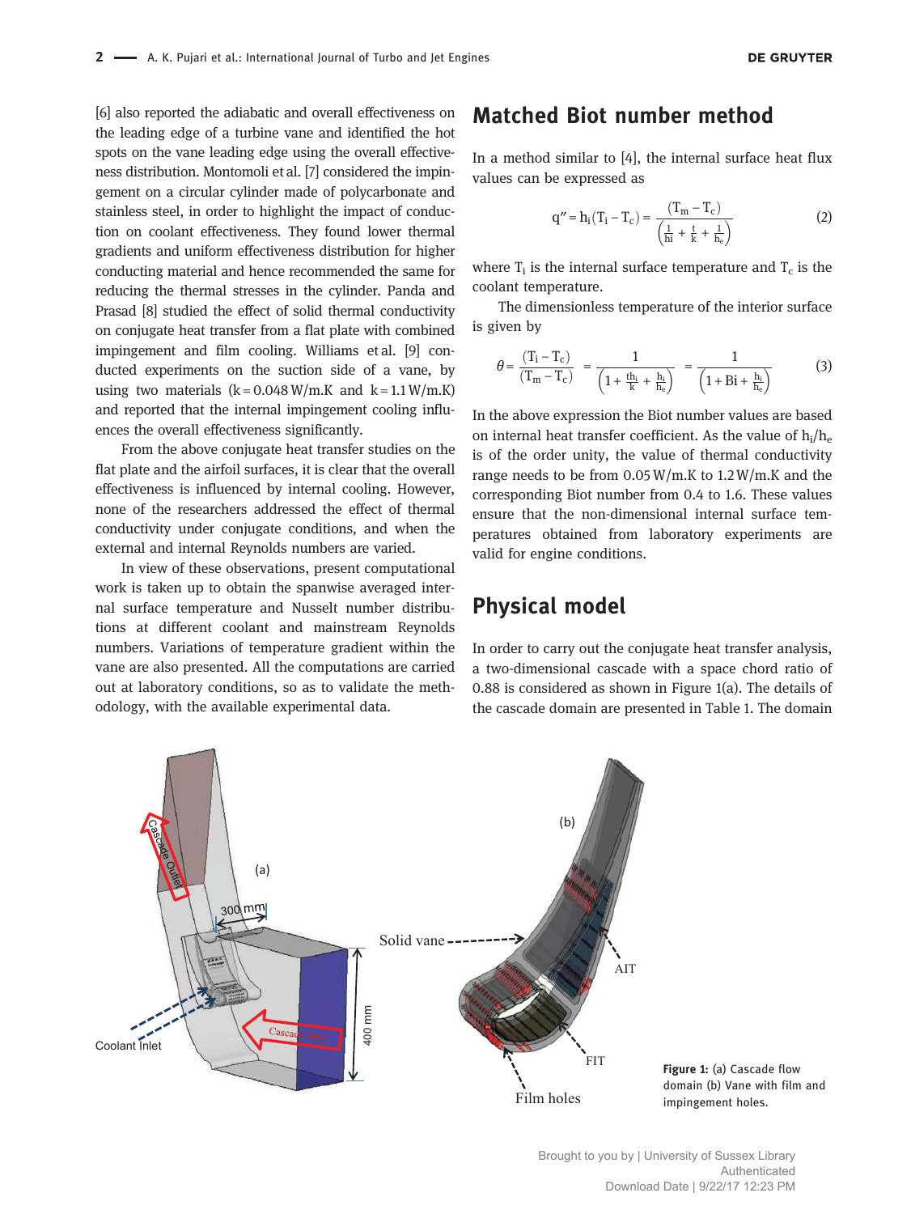[6] also reported the adiabatic and overall effectiveness on the leading edge of a turbine vane and identified the hot spots on the vane leading edge using the overall effectiveness distribution. Montomoli et al. [7] considered the impingement on a circular cylinder made of polycarbonate and stainless steel, in order to highlight the impact of conduction on coolant effectiveness. They found lower thermal gradients and uniform effectiveness distribution for higher conducting material and hence recommended the same for reducing the thermal stresses in the cylinder. Panda and Prasad [8] studied the effect of solid thermal conductivity on conjugate heat transfer from a flat plate with combined impingement and film cooling. Williams et al. [9] conducted experiments on the suction side of a vane, by using two materials (k = 0.048 W/m.K and k = 1.1 W/m.K) and reported that the internal impingement cooling influences the overall effectiveness significantly.

From the above conjugate heat transfer studies on the flat plate and the airfoil surfaces, it is clear that the overall effectiveness is influenced by internal cooling. However, none of the researchers addressed the effect of thermal conductivity under conjugate conditions, and when the external and internal Reynolds numbers are varied.

In view of these observations, present computational work is taken up to obtain the spanwise averaged internal surface temperature and Nusselt number distributions at different coolant and mainstream Reynolds numbers. Variations of temperature gradient within the vane are also presented. All the computations are carried out at laboratory conditions, so as to validate the methodology, with the available experimental data.

## Matched Biot number method

In a method similar to [4], the internal surface heat flux values can be expressed as

$$q'' = h_i(T_i - T_c) = \frac{(T_m - T_c)}{\left(\frac{1}{hi} + \frac{t}{k} + \frac{1}{h_e}\right)} \tag{2}$$

where $T_i$ is the internal surface temperature and $T_c$ is the coolant temperature.

The dimensionless temperature of the interior surface is given by

$$\theta = \frac{(T_i - T_c)}{(T_m - T_c)} = \frac{1}{\left(1 + \frac{th_i}{k} + \frac{h_i}{h_e}\right)} = \frac{1}{\left(1 + Bi + \frac{h_i}{h_e}\right)} \tag{3}$$

In the above expression the Biot number values are based on internal heat transfer coefficient. As the value of $h_i/h_e$ is of the order unity, the value of thermal conductivity range needs to be from 0.05 W/m.K to 1.2 W/m.K and the corresponding Biot number from 0.4 to 1.6. These values ensure that the non-dimensional internal surface temperatures obtained from laboratory experiments are valid for engine conditions.

## Physical model

In order to carry out the conjugate heat transfer analysis, a two-dimensional cascade with a space chord ratio of 0.88 is considered as shown in Figure 1(a). The details of the cascade domain are presented in Table 1. The domain

**Figure 1:** (a) Cascade flow domain (b) Vane with film and impingement holes.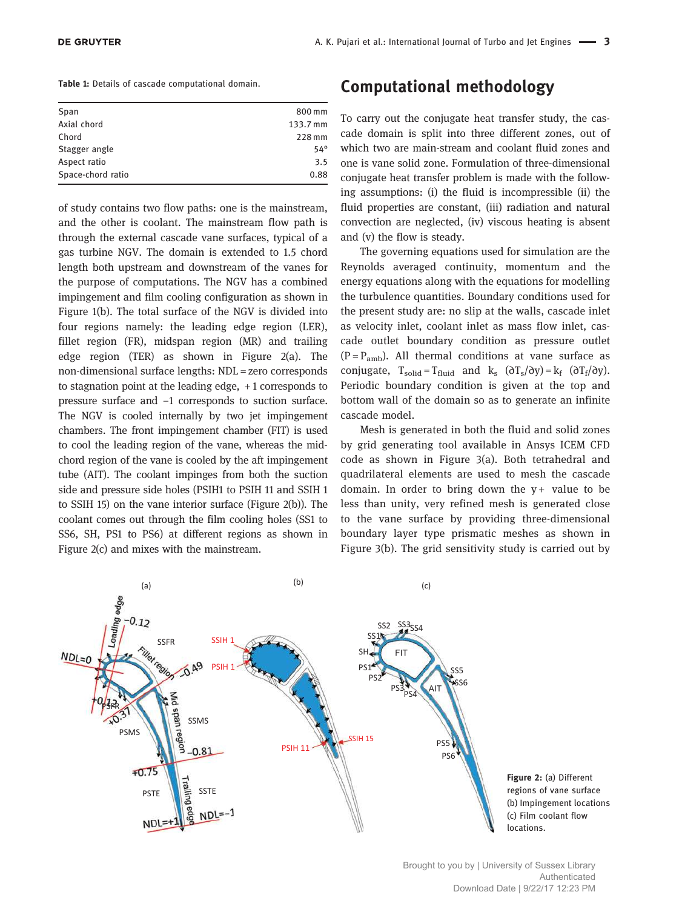Table 1: Details of cascade computational domain.

| | |
|---|---|
| Span | 800 mm |
| Axial chord | 133.7 mm |
| Chord | 228 mm |
| Stagger angle | 54° |
| Aspect ratio | 3.5 |
| Space-chord ratio | 0.88 |

of study contains two flow paths: one is the mainstream, and the other is coolant. The mainstream flow path is through the external cascade vane surfaces, typical of a gas turbine NGV. The domain is extended to 1.5 chord length both upstream and downstream of the vanes for the purpose of computations. The NGV has a combined impingement and film cooling configuration as shown in Figure 1(b). The total surface of the NGV is divided into four regions namely: the leading edge region (LER), fillet region (FR), midspan region (MR) and trailing edge region (TER) as shown in Figure 2(a). The non-dimensional surface lengths: NDL = zero corresponds to stagnation point at the leading edge, + 1 corresponds to pressure surface and −1 corresponds to suction surface. The NGV is cooled internally by two jet impingement chambers. The front impingement chamber (FIT) is used to cool the leading region of the vane, whereas the mid-chord region of the vane is cooled by the aft impingement tube (AIT). The coolant impinges from both the suction side and pressure side holes (PSIH1 to PSIH 11 and SSIH 1 to SSIH 15) on the vane interior surface (Figure 2(b)). The coolant comes out through the film cooling holes (SS1 to SS6, SH, PS1 to PS6) at different regions as shown in Figure 2(c) and mixes with the mainstream.

## Computational methodology

To carry out the conjugate heat transfer study, the cascade domain is split into three different zones, out of which two are main-stream and coolant fluid zones and one is vane solid zone. Formulation of three-dimensional conjugate heat transfer problem is made with the following assumptions: (i) the fluid is incompressible (ii) the fluid properties are constant, (iii) radiation and natural convection are neglected, (iv) viscous heating is absent and (v) the flow is steady.

The governing equations used for simulation are the Reynolds averaged continuity, momentum and the energy equations along with the equations for modelling the turbulence quantities. Boundary conditions used for the present study are: no slip at the walls, cascade inlet as velocity inlet, coolant inlet as mass flow inlet, cascade outlet boundary condition as pressure outlet ($P = P_{amb}$). All thermal conditions at vane surface as conjugate, $T_{solid} = T_{fluid}$ and $k_s\ (\partial T_s/\partial y) = k_f\ (\partial T_f/\partial y)$. Periodic boundary condition is given at the top and bottom wall of the domain so as to generate an infinite cascade model.

Mesh is generated in both the fluid and solid zones by grid generating tool available in Ansys ICEM CFD code as shown in Figure 3(a). Both tetrahedral and quadrilateral elements are used to mesh the cascade domain. In order to bring down the y+ value to be less than unity, very refined mesh is generated close to the vane surface by providing three-dimensional boundary layer type prismatic meshes as shown in Figure 3(b). The grid sensitivity study is carried out by

Figure 2: (a) Different regions of vane surface (b) Impingement locations (c) Film coolant flow locations.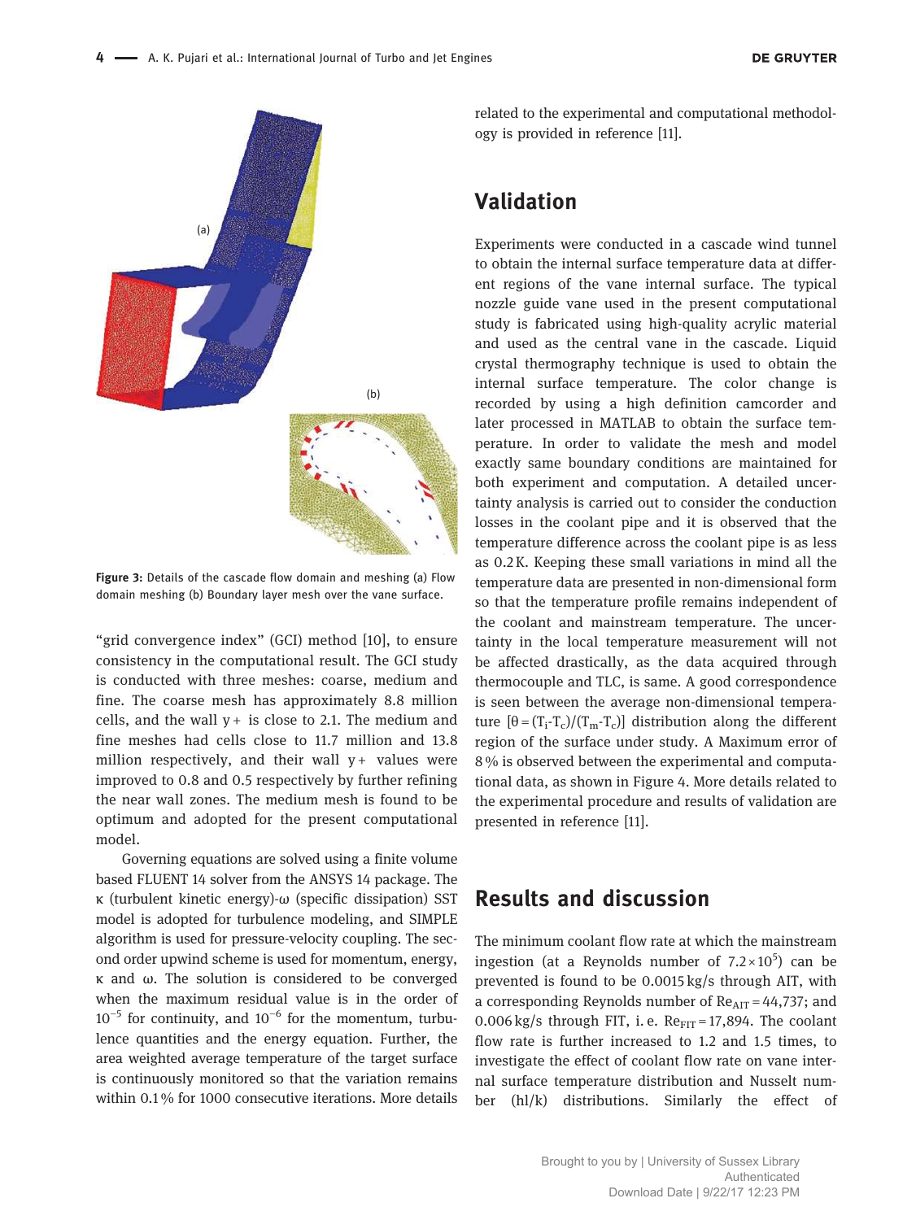Figure 3: Details of the cascade flow domain and meshing (a) Flow domain meshing (b) Boundary layer mesh over the vane surface.

"grid convergence index" (GCI) method [10], to ensure consistency in the computational result. The GCI study is conducted with three meshes: coarse, medium and fine. The coarse mesh has approximately 8.8 million cells, and the wall y+ is close to 2.1. The medium and fine meshes had cells close to 11.7 million and 13.8 million respectively, and their wall y+ values were improved to 0.8 and 0.5 respectively by further refining the near wall zones. The medium mesh is found to be optimum and adopted for the present computational model.

Governing equations are solved using a finite volume based FLUENT 14 solver from the ANSYS 14 package. The κ (turbulent kinetic energy)-ω (specific dissipation) SST model is adopted for turbulence modeling, and SIMPLE algorithm is used for pressure-velocity coupling. The second order upwind scheme is used for momentum, energy, κ and ω. The solution is considered to be converged when the maximum residual value is in the order of $10^{-5}$ for continuity, and $10^{-6}$ for the momentum, turbulence quantities and the energy equation. Further, the area weighted average temperature of the target surface is continuously monitored so that the variation remains within 0.1 % for 1000 consecutive iterations. More details related to the experimental and computational methodology is provided in reference [11].

## Validation

Experiments were conducted in a cascade wind tunnel to obtain the internal surface temperature data at different regions of the vane internal surface. The typical nozzle guide vane used in the present computational study is fabricated using high-quality acrylic material and used as the central vane in the cascade. Liquid crystal thermography technique is used to obtain the internal surface temperature. The color change is recorded by using a high definition camcorder and later processed in MATLAB to obtain the surface temperature. In order to validate the mesh and model exactly same boundary conditions are maintained for both experiment and computation. A detailed uncertainty analysis is carried out to consider the conduction losses in the coolant pipe and it is observed that the temperature difference across the coolant pipe is as less as 0.2 K. Keeping these small variations in mind all the temperature data are presented in non-dimensional form so that the temperature profile remains independent of the coolant and mainstream temperature. The uncertainty in the local temperature measurement will not be affected drastically, as the data acquired through thermocouple and TLC, is same. A good correspondence is seen between the average non-dimensional temperature [$\theta = (T_i - T_c)/(T_m - T_c)$] distribution along the different region of the surface under study. A Maximum error of 8 % is observed between the experimental and computational data, as shown in Figure 4. More details related to the experimental procedure and results of validation are presented in reference [11].

## Results and discussion

The minimum coolant flow rate at which the mainstream ingestion (at a Reynolds number of $7.2 \times 10^5$) can be prevented is found to be 0.0015 kg/s through AIT, with a corresponding Reynolds number of $Re_{AIT} = 44{,}737$; and 0.006 kg/s through FIT, i. e. $Re_{FIT} = 17{,}894$. The coolant flow rate is further increased to 1.2 and 1.5 times, to investigate the effect of coolant flow rate on vane internal surface temperature distribution and Nusselt number (hl/k) distributions. Similarly the effect of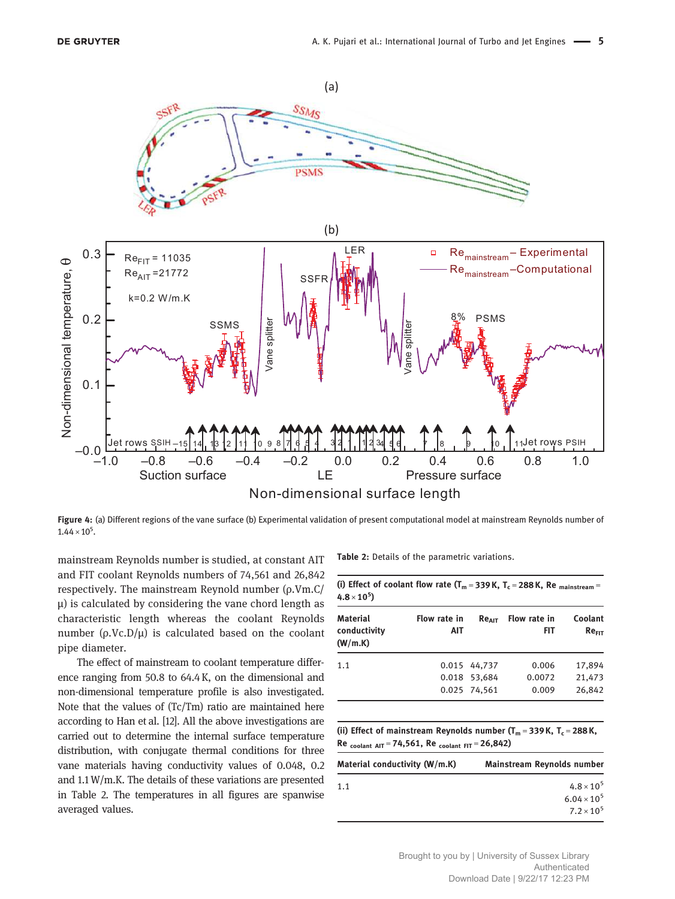Figure 4: (a) Different regions of the vane surface (b) Experimental validation of present computational model at mainstream Reynolds number of $1.44 \times 10^5$.

mainstream Reynolds number is studied, at constant AIT and FIT coolant Reynolds numbers of 74,561 and 26,842 respectively. The mainstream Reynold number ($\rho$.Vm.C/$\mu$) is calculated by considering the vane chord length as characteristic length whereas the coolant Reynolds number ($\rho$.Vc.D/$\mu$) is calculated based on the coolant pipe diameter.

The effect of mainstream to coolant temperature difference ranging from 50.8 to 64.4 K, on the dimensional and non-dimensional temperature profile is also investigated. Note that the values of (Tc/Tm) ratio are maintained here according to Han et al. [12]. All the above investigations are carried out to determine the internal surface temperature distribution, with conjugate thermal conditions for three vane materials having conductivity values of 0.048, 0.2 and 1.1 W/m.K. The details of these variations are presented in Table 2. The temperatures in all figures are spanwise averaged values.

Table 2: Details of the parametric variations.

(i) Effect of coolant flow rate ($T_m$ = 339 K, $T_c$ = 288 K, $Re_{mainstream}$ = $4.8 \times 10^5$)

| Material conductivity (W/m.K) | Flow rate in AIT | $Re_{AIT}$ | Flow rate in FIT | Coolant $Re_{FIT}$ |
|---|---|---|---|---|
| 1.1 | 0.015 | 44,737 | 0.006 | 17,894 |
| | 0.018 | 53,684 | 0.0072 | 21,473 |
| | 0.025 | 74,561 | 0.009 | 26,842 |

(ii) Effect of mainstream Reynolds number ($T_m$ = 339 K, $T_c$ = 288 K, $Re_{coolant\ AIT}$ = 74,561, $Re_{coolant\ FIT}$ = 26,842)

| Material conductivity (W/m.K) | Mainstream Reynolds number |
|---|---|
| 1.1 | $4.8 \times 10^5$ |
| | $6.04 \times 10^5$ |
| | $7.2 \times 10^5$ |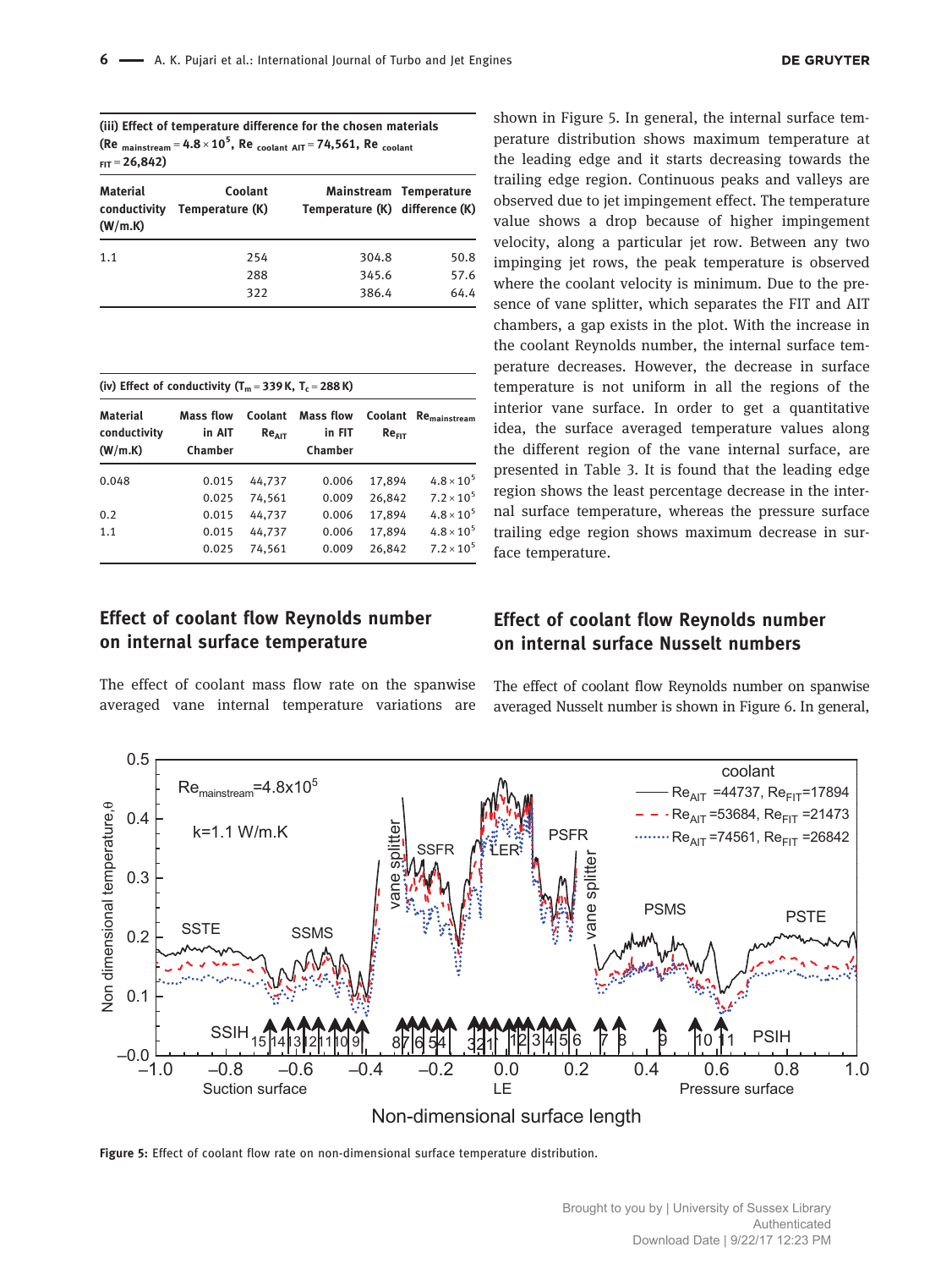**(iii) Effect of temperature difference for the chosen materials ($Re_{mainstream} = 4.8 \times 10^5$, $Re_{coolant\ AIT} = 74{,}561$, $Re_{coolant\ FIT} = 26{,}842$)**

| Material conductivity (W/m.K) | Coolant Temperature (K) | Mainstream Temperature (K) | Temperature difference (K) |
|---|---|---|---|
| 1.1 | 254 | 304.8 | 50.8 |
| | 288 | 345.6 | 57.6 |
| | 322 | 386.4 | 64.4 |

**(iv) Effect of conductivity ($T_m = 339$ K, $T_c = 288$ K)**

| Material conductivity (W/m.K) | Mass flow in AIT Chamber | Coolant $Re_{AIT}$ | Mass flow in FIT Chamber | Coolant $Re_{FIT}$ | $Re_{mainstream}$ |
|---|---|---|---|---|---|
| 0.048 | 0.015 | 44,737 | 0.006 | 17,894 | $4.8 \times 10^5$ |
| | 0.025 | 74,561 | 0.009 | 26,842 | $7.2 \times 10^5$ |
| 0.2 | 0.015 | 44,737 | 0.006 | 17,894 | $4.8 \times 10^5$ |
| 1.1 | 0.015 | 44,737 | 0.006 | 17,894 | $4.8 \times 10^5$ |
| | 0.025 | 74,561 | 0.009 | 26,842 | $7.2 \times 10^5$ |

## Effect of coolant flow Reynolds number on internal surface temperature

The effect of coolant mass flow rate on the spanwise averaged vane internal temperature variations are shown in Figure 5. In general, the internal surface temperature distribution shows maximum temperature at the leading edge and it starts decreasing towards the trailing edge region. Continuous peaks and valleys are observed due to jet impingement effect. The temperature value shows a drop because of higher impingement velocity, along a particular jet row. Between any two impinging jet rows, the peak temperature is observed where the coolant velocity is minimum. Due to the presence of vane splitter, which separates the FIT and AIT chambers, a gap exists in the plot. With the increase in the coolant Reynolds number, the internal surface temperature decreases. However, the decrease in surface temperature is not uniform in all the regions of the interior vane surface. In order to get a quantitative idea, the surface averaged temperature values along the different region of the vane internal surface, are presented in Table 3. It is found that the leading edge region shows the least percentage decrease in the internal surface temperature, whereas the pressure surface trailing edge region shows maximum decrease in surface temperature.

## Effect of coolant flow Reynolds number on internal surface Nusselt numbers

The effect of coolant flow Reynolds number on spanwise averaged Nusselt number is shown in Figure 6. In general,

Figure 5: Effect of coolant flow rate on non-dimensional surface temperature distribution.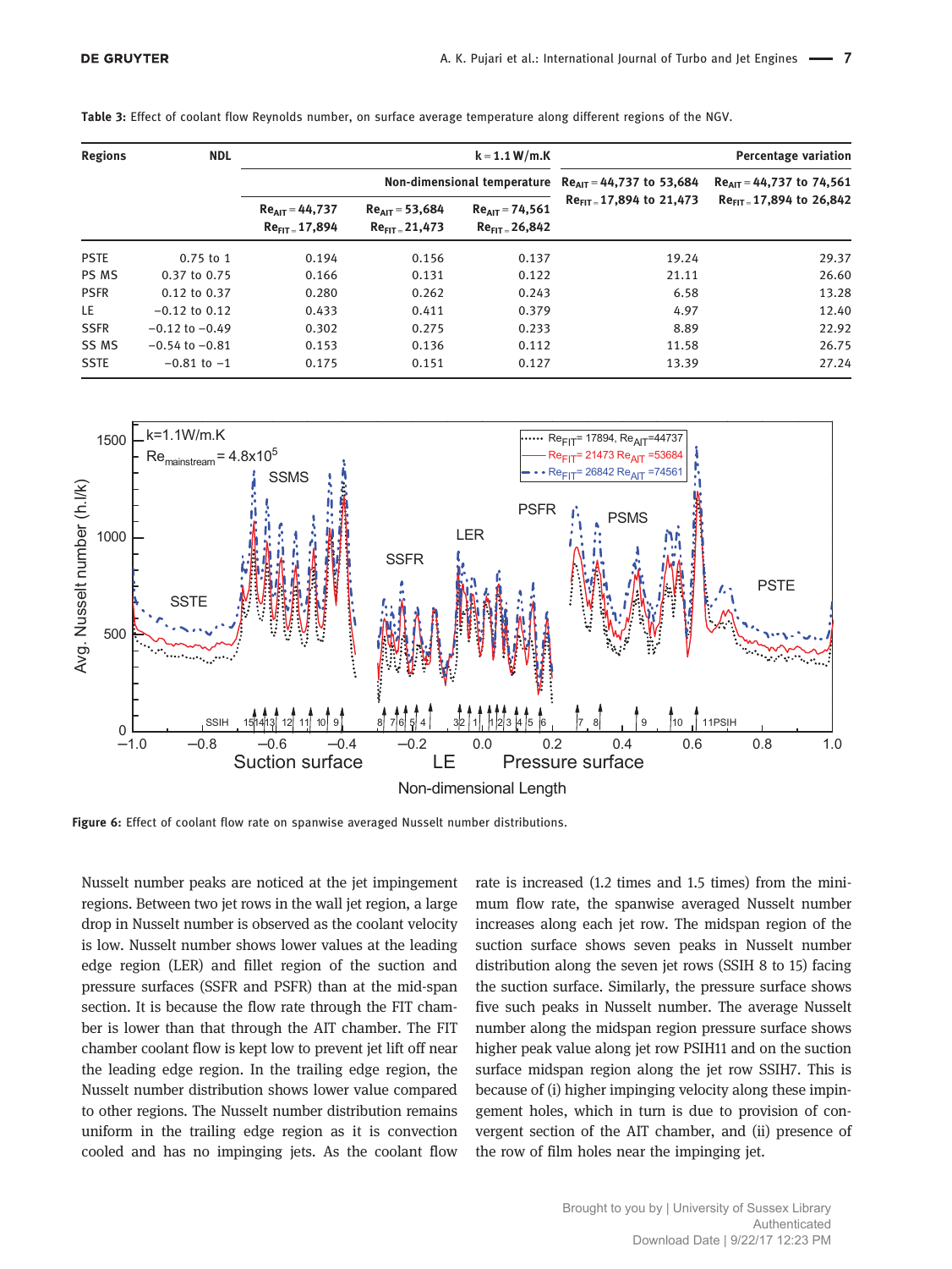**Table 3:** Effect of coolant flow Reynolds number, on surface average temperature along different regions of the NGV.

| Regions | NDL | k = 1.1 W/m.K | | | Percentage variation | |
|---|---|---|---|---|---|---|
| | | Non-dimensional temperature | | | $Re_{AIT}$ = 44,737 to 53,684 $Re_{FIT}$ = 17,894 to 21,473 | $Re_{AIT}$ = 44,737 to 74,561 $Re_{FIT}$ = 17,894 to 26,842 |
| | | $Re_{AIT}$ = 44,737 $Re_{FIT}$ = 17,894 | $Re_{AIT}$ = 53,684 $Re_{FIT}$ = 21,473 | $Re_{AIT}$ = 74,561 $Re_{FIT}$ = 26,842 | | |
| PSTE | 0.75 to 1 | 0.194 | 0.156 | 0.137 | 19.24 | 29.37 |
| PS MS | 0.37 to 0.75 | 0.166 | 0.131 | 0.122 | 21.11 | 26.60 |
| PSFR | 0.12 to 0.37 | 0.280 | 0.262 | 0.243 | 6.58 | 13.28 |
| LE | −0.12 to 0.12 | 0.433 | 0.411 | 0.379 | 4.97 | 12.40 |
| SSFR | −0.12 to −0.49 | 0.302 | 0.275 | 0.233 | 8.89 | 22.92 |
| SS MS | −0.54 to −0.81 | 0.153 | 0.136 | 0.112 | 11.58 | 26.75 |
| SSTE | −0.81 to −1 | 0.175 | 0.151 | 0.127 | 13.39 | 27.24 |

**Figure 6:** Effect of coolant flow rate on spanwise averaged Nusselt number distributions.

Nusselt number peaks are noticed at the jet impingement regions. Between two jet rows in the wall jet region, a large drop in Nusselt number is observed as the coolant velocity is low. Nusselt number shows lower values at the leading edge region (LER) and fillet region of the suction and pressure surfaces (SSFR and PSFR) than at the mid-span section. It is because the flow rate through the FIT chamber is lower than that through the AIT chamber. The FIT chamber coolant flow is kept low to prevent jet lift off near the leading edge region. In the trailing edge region, the Nusselt number distribution shows lower value compared to other regions. The Nusselt number distribution remains uniform in the trailing edge region as it is convection cooled and has no impinging jets. As the coolant flow rate is increased (1.2 times and 1.5 times) from the minimum flow rate, the spanwise averaged Nusselt number increases along each jet row. The midspan region of the suction surface shows seven peaks in Nusselt number distribution along the seven jet rows (SSIH 8 to 15) facing the suction surface. Similarly, the pressure surface shows five such peaks in Nusselt number. The average Nusselt number along the midspan region pressure surface shows higher peak value along jet row PSIH11 and on the suction surface midspan region along the jet row SSIH7. This is because of (i) higher impinging velocity along these impingement holes, which in turn is due to provision of convergent section of the AIT chamber, and (ii) presence of the row of film holes near the impinging jet.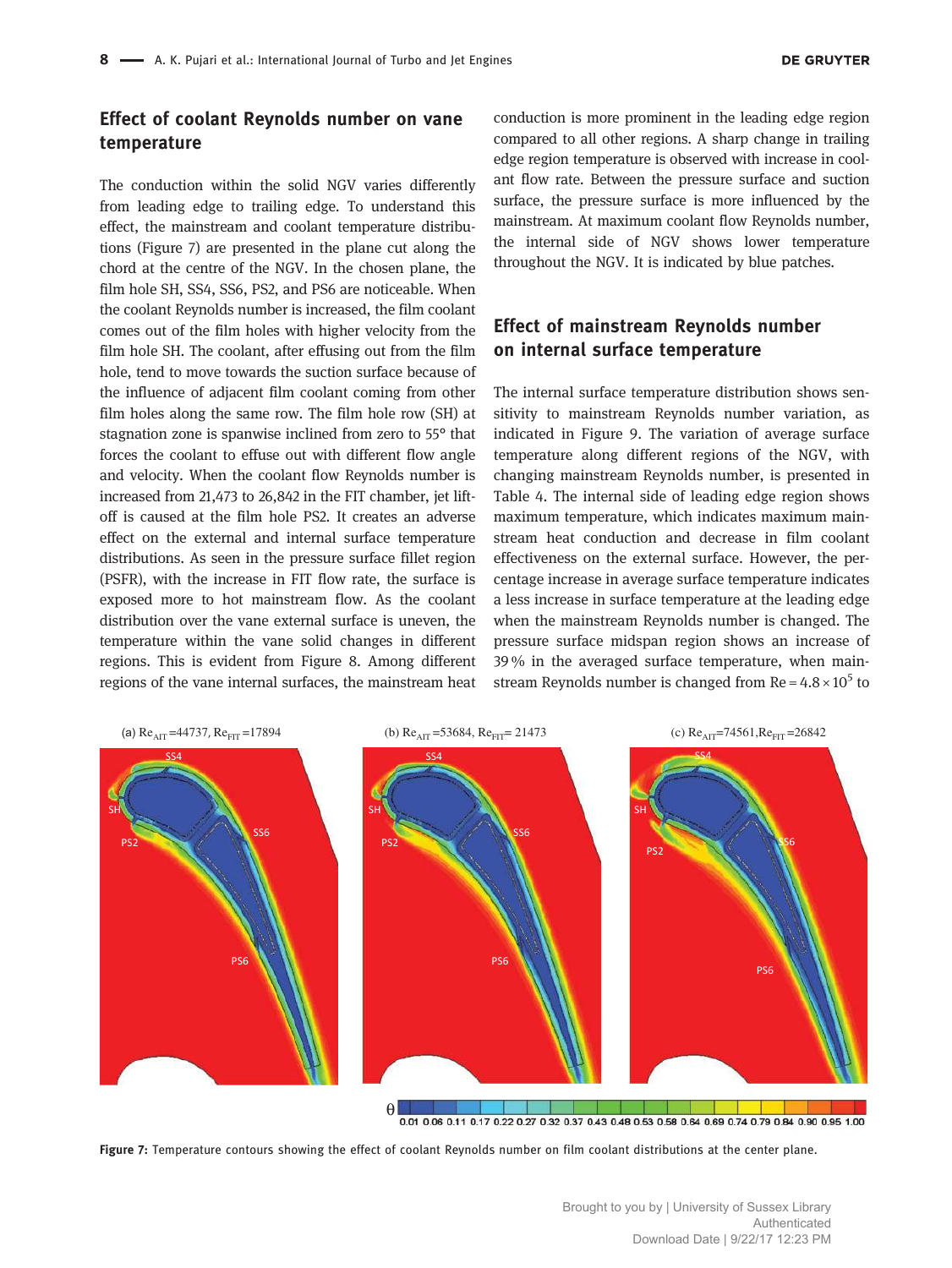## Effect of coolant Reynolds number on vane temperature

The conduction within the solid NGV varies differently from leading edge to trailing edge. To understand this effect, the mainstream and coolant temperature distributions (Figure 7) are presented in the plane cut along the chord at the centre of the NGV. In the chosen plane, the film hole SH, SS4, SS6, PS2, and PS6 are noticeable. When the coolant Reynolds number is increased, the film coolant comes out of the film holes with higher velocity from the film hole SH. The coolant, after effusing out from the film hole, tend to move towards the suction surface because of the influence of adjacent film coolant coming from other film holes along the same row. The film hole row (SH) at stagnation zone is spanwise inclined from zero to 55° that forces the coolant to effuse out with different flow angle and velocity. When the coolant flow Reynolds number is increased from 21,473 to 26,842 in the FIT chamber, jet lift-off is caused at the film hole PS2. It creates an adverse effect on the external and internal surface temperature distributions. As seen in the pressure surface fillet region (PSFR), with the increase in FIT flow rate, the surface is exposed more to hot mainstream flow. As the coolant distribution over the vane external surface is uneven, the temperature within the vane solid changes in different regions. This is evident from Figure 8. Among different regions of the vane internal surfaces, the mainstream heat conduction is more prominent in the leading edge region compared to all other regions. A sharp change in trailing edge region temperature is observed with increase in coolant flow rate. Between the pressure surface and suction surface, the pressure surface is more influenced by the mainstream. At maximum coolant flow Reynolds number, the internal side of NGV shows lower temperature throughout the NGV. It is indicated by blue patches.

## Effect of mainstream Reynolds number on internal surface temperature

The internal surface temperature distribution shows sensitivity to mainstream Reynolds number variation, as indicated in Figure 9. The variation of average surface temperature along different regions of the NGV, with changing mainstream Reynolds number, is presented in Table 4. The internal side of leading edge region shows maximum temperature, which indicates maximum mainstream heat conduction and decrease in film coolant effectiveness on the external surface. However, the percentage increase in average surface temperature indicates a less increase in surface temperature at the leading edge when the mainstream Reynolds number is changed. The pressure surface midspan region shows an increase of 39 % in the averaged surface temperature, when mainstream Reynolds number is changed from $Re = 4.8 \times 10^5$ to

(a) $Re_{AIT} = 44737$, $Re_{FIT} = 17894$ (b) $Re_{AIT} = 53684$, $Re_{FIT} = 21473$ (c) $Re_{AIT} = 74561$, $Re_{FIT} = 26842$

**Figure 7:** Temperature contours showing the effect of coolant Reynolds number on film coolant distributions at the center plane.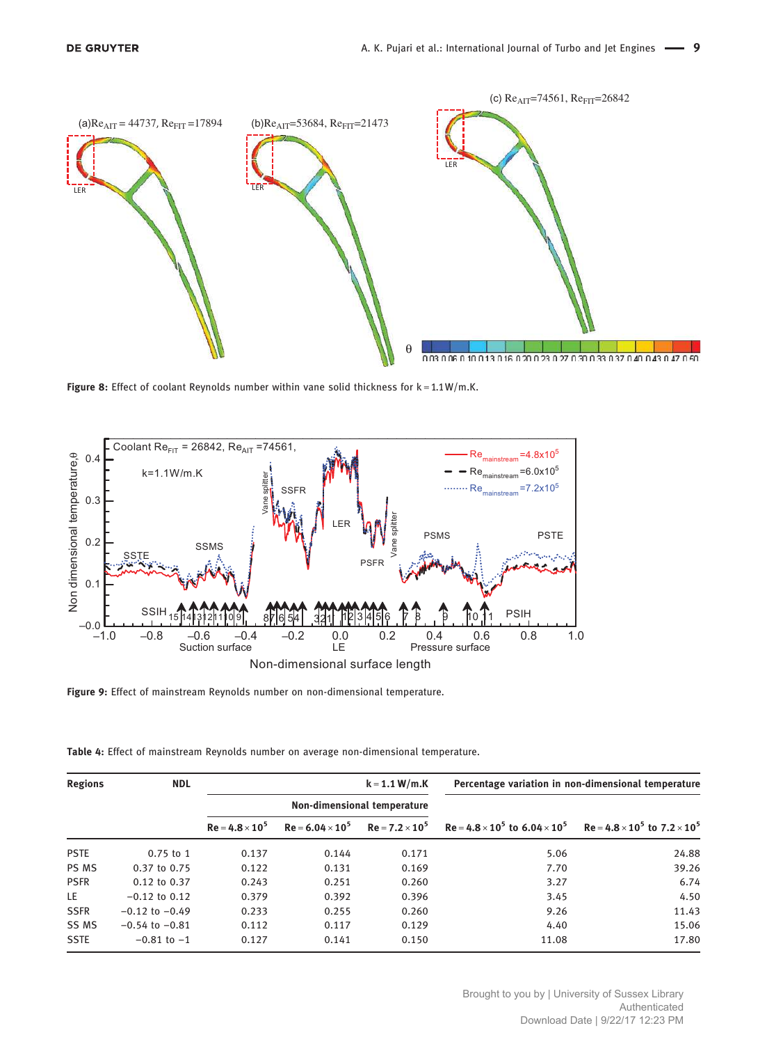**Figure 8:** Effect of coolant Reynolds number within vane solid thickness for k = 1.1 W/m.K.

**Figure 9:** Effect of mainstream Reynolds number on non-dimensional temperature.

**Table 4:** Effect of mainstream Reynolds number on average non-dimensional temperature.

| Regions | NDL | k = 1.1 W/m.K | | | Percentage variation in non-dimensional temperature | |
|---|---|---|---|---|---|---|
| | | Non-dimensional temperature | | | | |
| | | $Re = 4.8 \times 10^5$ | $Re = 6.04 \times 10^5$ | $Re = 7.2 \times 10^5$ | $Re = 4.8 \times 10^5$ to $6.04 \times 10^5$ | $Re = 4.8 \times 10^5$ to $7.2 \times 10^5$ |
| PSTE | 0.75 to 1 | 0.137 | 0.144 | 0.171 | 5.06 | 24.88 |
| PS MS | 0.37 to 0.75 | 0.122 | 0.131 | 0.169 | 7.70 | 39.26 |
| PSFR | 0.12 to 0.37 | 0.243 | 0.251 | 0.260 | 3.27 | 6.74 |
| LE | −0.12 to 0.12 | 0.379 | 0.392 | 0.396 | 3.45 | 4.50 |
| SSFR | −0.12 to −0.49 | 0.233 | 0.255 | 0.260 | 9.26 | 11.43 |
| SS MS | −0.54 to −0.81 | 0.112 | 0.117 | 0.129 | 4.40 | 15.06 |
| SSTE | −0.81 to −1 | 0.127 | 0.141 | 0.150 | 11.08 | 17.80 |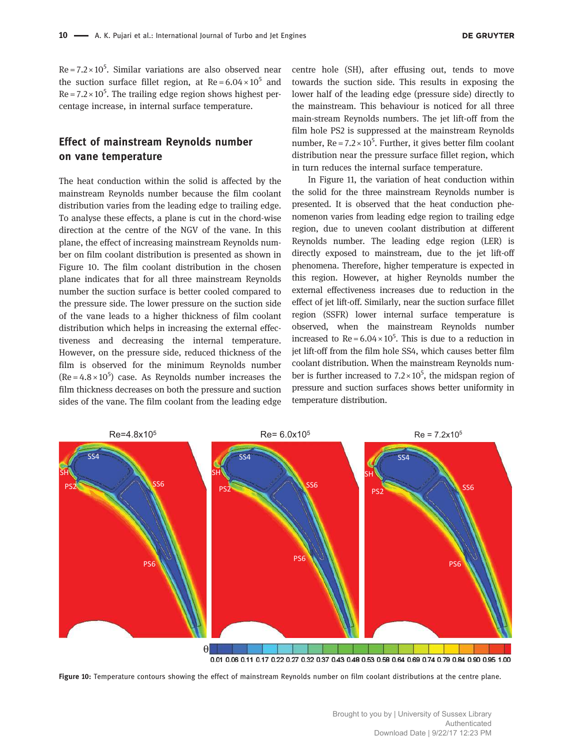$Re = 7.2 \times 10^5$. Similar variations are also observed near the suction surface fillet region, at $Re = 6.04 \times 10^5$ and $Re = 7.2 \times 10^5$. The trailing edge region shows highest percentage increase, in internal surface temperature.

## Effect of mainstream Reynolds number on vane temperature

The heat conduction within the solid is affected by the mainstream Reynolds number because the film coolant distribution varies from the leading edge to trailing edge. To analyse these effects, a plane is cut in the chord-wise direction at the centre of the NGV of the vane. In this plane, the effect of increasing mainstream Reynolds number on film coolant distribution is presented as shown in Figure 10. The film coolant distribution in the chosen plane indicates that for all three mainstream Reynolds number the suction surface is better cooled compared to the pressure side. The lower pressure on the suction side of the vane leads to a higher thickness of film coolant distribution which helps in increasing the external effectiveness and decreasing the internal temperature. However, on the pressure side, reduced thickness of the film is observed for the minimum Reynolds number ($Re = 4.8 \times 10^5$) case. As Reynolds number increases the film thickness decreases on both the pressure and suction sides of the vane. The film coolant from the leading edge centre hole (SH), after effusing out, tends to move towards the suction side. This results in exposing the lower half of the leading edge (pressure side) directly to the mainstream. This behaviour is noticed for all three main-stream Reynolds numbers. The jet lift-off from the film hole PS2 is suppressed at the mainstream Reynolds number, $Re = 7.2 \times 10^5$. Further, it gives better film coolant distribution near the pressure surface fillet region, which in turn reduces the internal surface temperature.

In Figure 11, the variation of heat conduction within the solid for the three mainstream Reynolds number is presented. It is observed that the heat conduction phenomenon varies from leading edge region to trailing edge region, due to uneven coolant distribution at different Reynolds number. The leading edge region (LER) is directly exposed to mainstream, due to the jet lift-off phenomena. Therefore, higher temperature is expected in this region. However, at higher Reynolds number the external effectiveness increases due to reduction in the effect of jet lift-off. Similarly, near the suction surface fillet region (SSFR) lower internal surface temperature is observed, when the mainstream Reynolds number increased to $Re = 6.04 \times 10^5$. This is due to a reduction in jet lift-off from the film hole SS4, which causes better film coolant distribution. When the mainstream Reynolds number is further increased to $7.2 \times 10^5$, the midspan region of pressure and suction surfaces shows better uniformity in temperature distribution.

**Figure 10:** Temperature contours showing the effect of mainstream Reynolds number on film coolant distributions at the centre plane.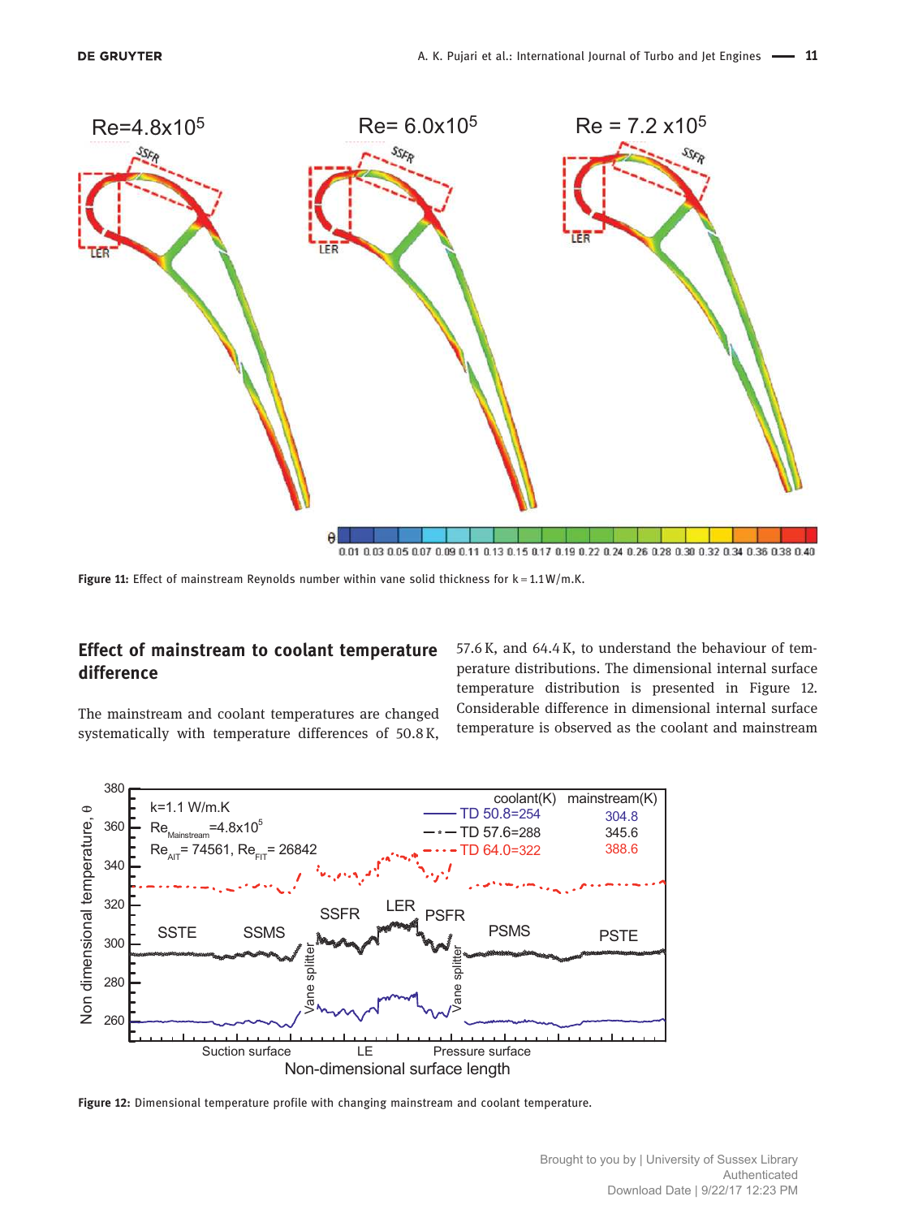Figure 11: Effect of mainstream Reynolds number within vane solid thickness for k = 1.1 W/m.K.

## Effect of mainstream to coolant temperature difference

The mainstream and coolant temperatures are changed systematically with temperature differences of 50.8 K, 57.6 K, and 64.4 K, to understand the behaviour of temperature distributions. The dimensional internal surface temperature distribution is presented in Figure 12. Considerable difference in dimensional internal surface temperature is observed as the coolant and mainstream

Figure 12: Dimensional temperature profile with changing mainstream and coolant temperature.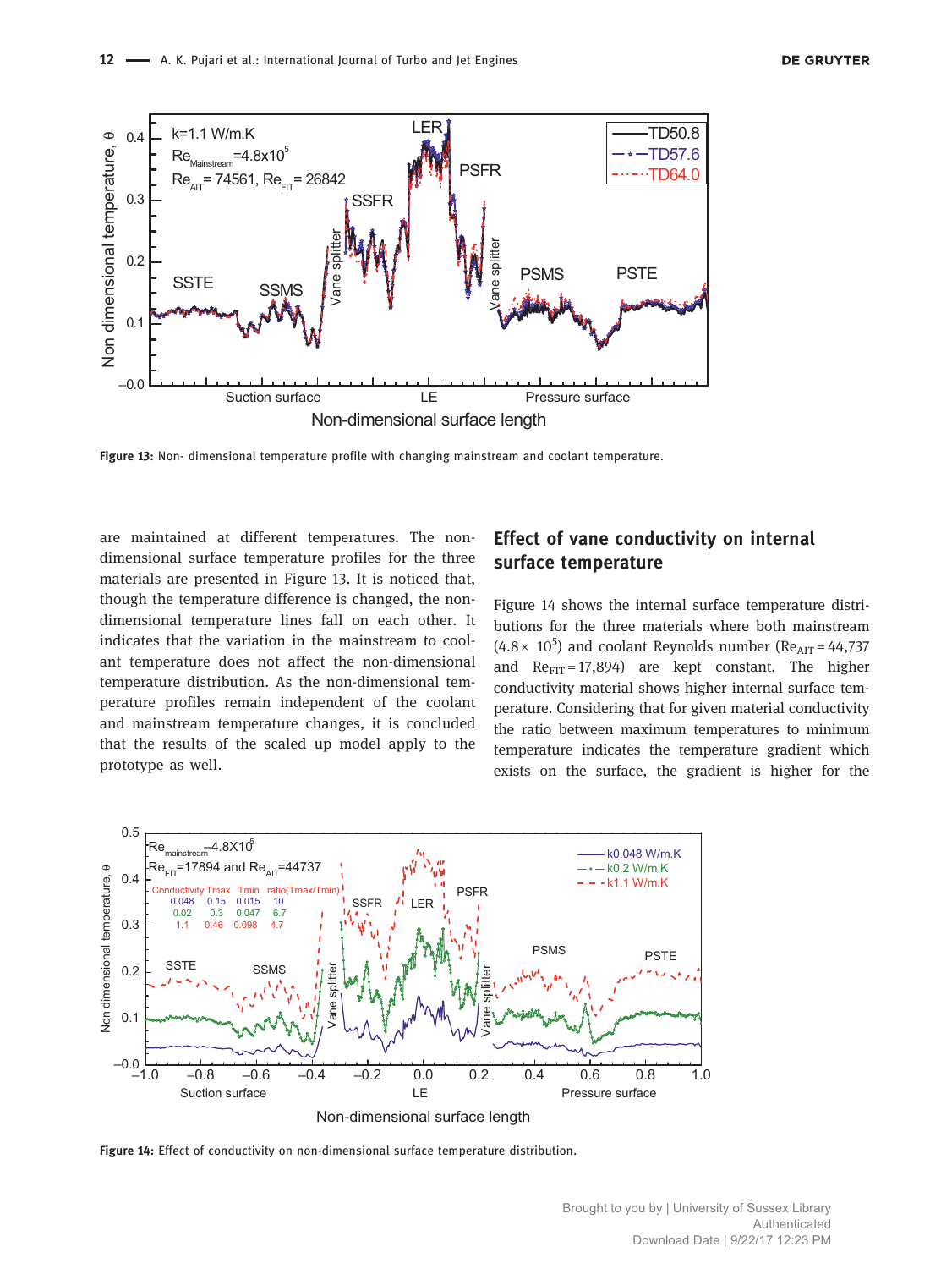Figure 13: Non- dimensional temperature profile with changing mainstream and coolant temperature.

are maintained at different temperatures. The non-dimensional surface temperature profiles for the three materials are presented in Figure 13. It is noticed that, though the temperature difference is changed, the non-dimensional temperature lines fall on each other. It indicates that the variation in the mainstream to coolant temperature does not affect the non-dimensional temperature distribution. As the non-dimensional temperature profiles remain independent of the coolant and mainstream temperature changes, it is concluded that the results of the scaled up model apply to the prototype as well.

## Effect of vane conductivity on internal surface temperature

Figure 14 shows the internal surface temperature distributions for the three materials where both mainstream ($4.8\times\ 10^5$) and coolant Reynolds number ($Re_{AIT} = 44{,}737$ and $Re_{FIT} = 17{,}894$) are kept constant. The higher conductivity material shows higher internal surface temperature. Considering that for given material conductivity the ratio between maximum temperatures to minimum temperature indicates the temperature gradient which exists on the surface, the gradient is higher for the

Figure 14: Effect of conductivity on non-dimensional surface temperature distribution.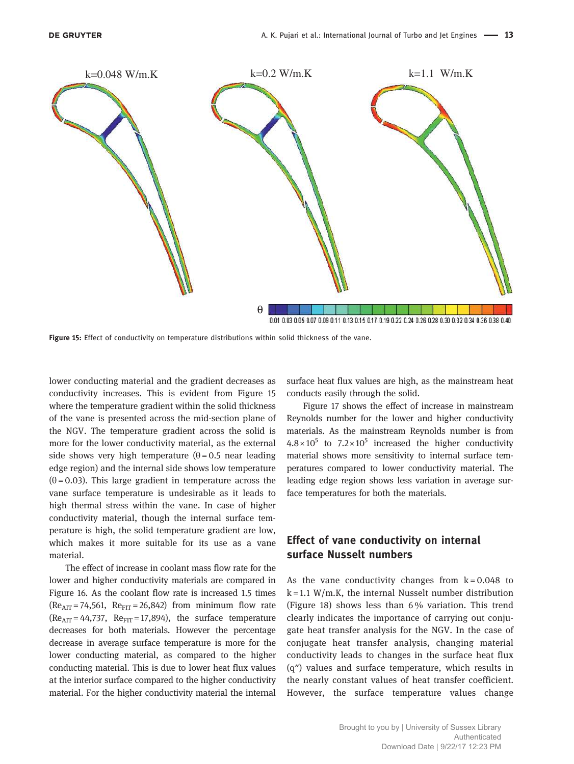Figure 15: Effect of conductivity on temperature distributions within solid thickness of the vane.

lower conducting material and the gradient decreases as conductivity increases. This is evident from Figure 15 where the temperature gradient within the solid thickness of the vane is presented across the mid-section plane of the NGV. The temperature gradient across the solid is more for the lower conductivity material, as the external side shows very high temperature ($\theta = 0.5$ near leading edge region) and the internal side shows low temperature ($\theta = 0.03$). This large gradient in temperature across the vane surface temperature is undesirable as it leads to high thermal stress within the vane. In case of higher conductivity material, though the internal surface temperature is high, the solid temperature gradient are low, which makes it more suitable for its use as a vane material.

The effect of increase in coolant mass flow rate for the lower and higher conductivity materials are compared in Figure 16. As the coolant flow rate is increased 1.5 times ($Re_{AIT} = 74{,}561$, $Re_{FIT} = 26{,}842$) from minimum flow rate ($Re_{AIT} = 44{,}737$, $Re_{FIT} = 17{,}894$), the surface temperature decreases for both materials. However the percentage decrease in average surface temperature is more for the lower conducting material, as compared to the higher conducting material. This is due to lower heat flux values at the interior surface compared to the higher conductivity material. For the higher conductivity material the internal surface heat flux values are high, as the mainstream heat conducts easily through the solid.

Figure 17 shows the effect of increase in mainstream Reynolds number for the lower and higher conductivity materials. As the mainstream Reynolds number is from $4.8 \times 10^5$ to $7.2 \times 10^5$ increased the higher conductivity material shows more sensitivity to internal surface temperatures compared to lower conductivity material. The leading edge region shows less variation in average surface temperatures for both the materials.

## Effect of vane conductivity on internal surface Nusselt numbers

As the vane conductivity changes from $k = 0.048$ to $k = 1.1$ W/m.K, the internal Nusselt number distribution (Figure 18) shows less than 6 % variation. This trend clearly indicates the importance of carrying out conjugate heat transfer analysis for the NGV. In the case of conjugate heat transfer analysis, changing material conductivity leads to changes in the surface heat flux ($q''$) values and surface temperature, which results in the nearly constant values of heat transfer coefficient. However, the surface temperature values change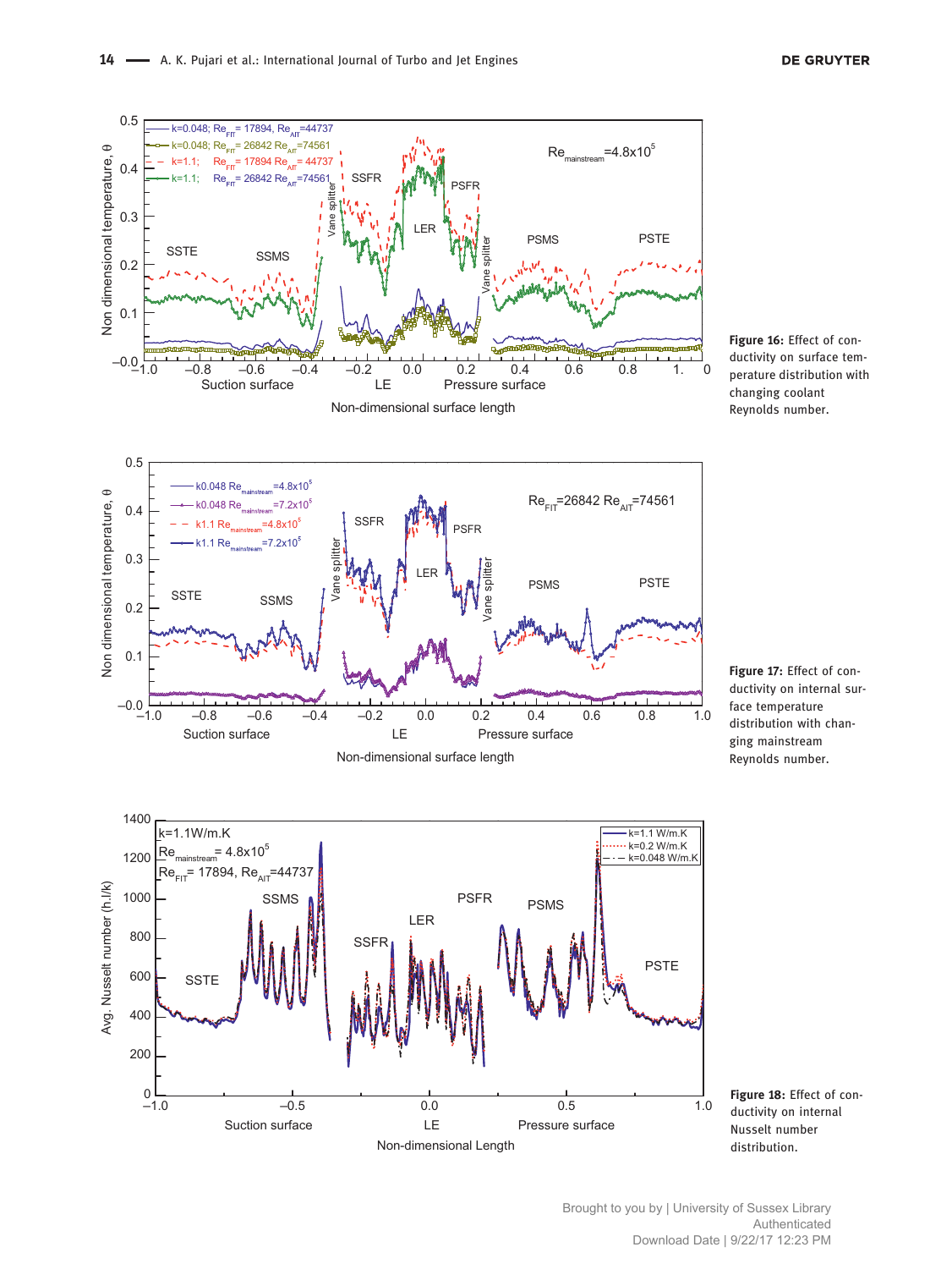Figure 16: Effect of conductivity on surface temperature distribution with changing coolant Reynolds number.

Figure 17: Effect of conductivity on internal surface temperature distribution with changing mainstream Reynolds number.

Figure 18: Effect of conductivity on internal Nusselt number distribution.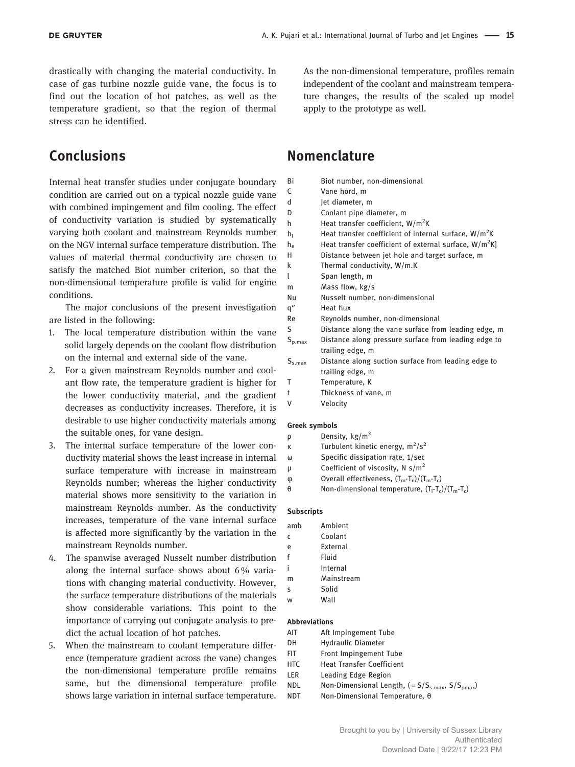drastically with changing the material conductivity. In case of gas turbine nozzle guide vane, the focus is to find out the location of hot patches, as well as the temperature gradient, so that the region of thermal stress can be identified.

As the non-dimensional temperature, profiles remain independent of the coolant and mainstream temperature changes, the results of the scaled up model apply to the prototype as well.

## Conclusions

Internal heat transfer studies under conjugate boundary condition are carried out on a typical nozzle guide vane with combined impingement and film cooling. The effect of conductivity variation is studied by systematically varying both coolant and mainstream Reynolds number on the NGV internal surface temperature distribution. The values of material thermal conductivity are chosen to satisfy the matched Biot number criterion, so that the non-dimensional temperature profile is valid for engine conditions.

The major conclusions of the present investigation are listed in the following:

1. The local temperature distribution within the vane solid largely depends on the coolant flow distribution on the internal and external side of the vane.
2. For a given mainstream Reynolds number and coolant flow rate, the temperature gradient is higher for the lower conductivity material, and the gradient decreases as conductivity increases. Therefore, it is desirable to use higher conductivity materials among the suitable ones, for vane design.
3. The internal surface temperature of the lower conductivity material shows the least increase in internal surface temperature with increase in mainstream Reynolds number; whereas the higher conductivity material shows more sensitivity to the variation in mainstream Reynolds number. As the conductivity increases, temperature of the vane internal surface is affected more significantly by the variation in the mainstream Reynolds number.
4. The spanwise averaged Nusselt number distribution along the internal surface shows about 6 % variations with changing material conductivity. However, the surface temperature distributions of the materials show considerable variations. This point to the importance of carrying out conjugate analysis to predict the actual location of hot patches.
5. When the mainstream to coolant temperature difference (temperature gradient across the vane) changes the non-dimensional temperature profile remains same, but the dimensional temperature profile shows large variation in internal surface temperature.

## Nomenclature

| | |
|---|---|
| Bi | Biot number, non-dimensional |
| C | Vane hord, m |
| d | Jet diameter, m |
| D | Coolant pipe diameter, m |
| h | Heat transfer coefficient, W/m$^2$K |
| $h_i$ | Heat transfer coefficient of internal surface, W/m$^2$K |
| $h_e$ | Heat transfer coefficient of external surface, W/m$^2$K] |
| H | Distance between jet hole and target surface, m |
| k | Thermal conductivity, W/m.K |
| l | Span length, m |
| m | Mass flow, kg/s |
| Nu | Nusselt number, non-dimensional |
| q″ | Heat flux |
| Re | Reynolds number, non-dimensional |
| S | Distance along the vane surface from leading edge, m |
| $S_{p.max}$ | Distance along pressure surface from leading edge to trailing edge, m |
| $S_{s.max}$ | Distance along suction surface from leading edge to trailing edge, m |
| T | Temperature, K |
| t | Thickness of vane, m |
| V | Velocity |

### Greek symbols

| | |
|---|---|
| ρ | Density, kg/m$^3$ |
| κ | Turbulent kinetic energy, m$^2$/s$^2$ |
| ω | Specific dissipation rate, 1/sec |
| μ | Coefficient of viscosity, N s/m$^2$ |
| φ | Overall effectiveness, $(T_m-T_e)/(T_m-T_c)$ |
| θ | Non-dimensional temperature, $(T_i-T_c)/(T_m-T_c)$ |

### Subscripts

| | |
|---|---|
| amb | Ambient |
| c | Coolant |
| e | External |
| f | Fluid |
| i | Internal |
| m | Mainstream |
| s | Solid |
| w | Wall |

### Abbreviations

| | |
|---|---|
| AIT | Aft Impingement Tube |
| DH | Hydraulic Diameter |
| FIT | Front Impingement Tube |
| HTC | Heat Transfer Coefficient |
| LER | Leading Edge Region |
| NDL | Non-Dimensional Length, (= $S/S_{s.max}$, $S/S_{pmax}$) |
| NDT | Non-Dimensional Temperature, θ |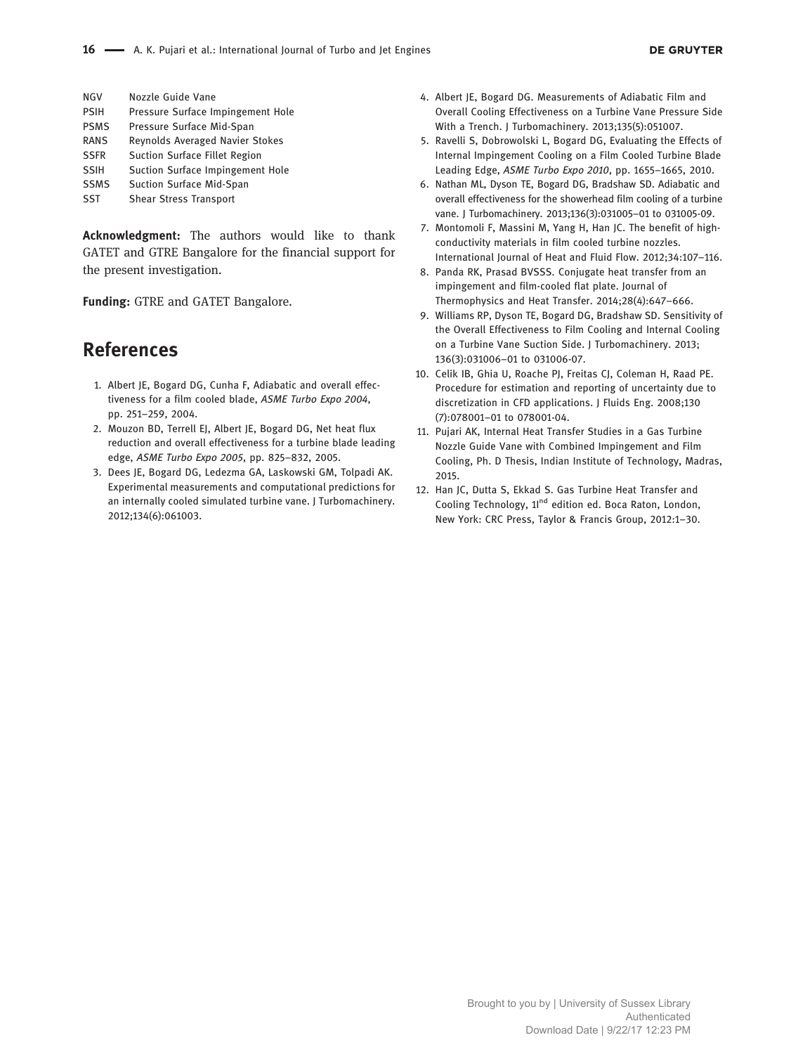| | |
|---|---|
| NGV | Nozzle Guide Vane |
| PSIH | Pressure Surface Impingement Hole |
| PSMS | Pressure Surface Mid-Span |
| RANS | Reynolds Averaged Navier Stokes |
| SSFR | Suction Surface Fillet Region |
| SSIH | Suction Surface Impingement Hole |
| SSMS | Suction Surface Mid-Span |
| SST | Shear Stress Transport |

**Acknowledgment:** The authors would like to thank GATET and GTRE Bangalore for the financial support for the present investigation.

**Funding:** GTRE and GATET Bangalore.

## References

1. Albert JE, Bogard DG, Cunha F, Adiabatic and overall effectiveness for a film cooled blade, *ASME Turbo Expo 2004*, pp. 251–259, 2004.
2. Mouzon BD, Terrell EJ, Albert JE, Bogard DG, Net heat flux reduction and overall effectiveness for a turbine blade leading edge, *ASME Turbo Expo 2005*, pp. 825–832, 2005.
3. Dees JE, Bogard DG, Ledezma GA, Laskowski GM, Tolpadi AK. Experimental measurements and computational predictions for an internally cooled simulated turbine vane. J Turbomachinery. 2012;134(6):061003.
4. Albert JE, Bogard DG. Measurements of Adiabatic Film and Overall Cooling Effectiveness on a Turbine Vane Pressure Side With a Trench. J Turbomachinery. 2013;135(5):051007.
5. Ravelli S, Dobrowolski L, Bogard DG, Evaluating the Effects of Internal Impingement Cooling on a Film Cooled Turbine Blade Leading Edge, *ASME Turbo Expo 2010*, pp. 1655–1665, 2010.
6. Nathan ML, Dyson TE, Bogard DG, Bradshaw SD. Adiabatic and overall effectiveness for the showerhead film cooling of a turbine vane. J Turbomachinery. 2013;136(3):031005–01 to 031005-09.
7. Montomoli F, Massini M, Yang H, Han JC. The benefit of high-conductivity materials in film cooled turbine nozzles. International Journal of Heat and Fluid Flow. 2012;34:107–116.
8. Panda RK, Prasad BVSSS. Conjugate heat transfer from an impingement and film-cooled flat plate. Journal of Thermophysics and Heat Transfer. 2014;28(4):647–666.
9. Williams RP, Dyson TE, Bogard DG, Bradshaw SD. Sensitivity of the Overall Effectiveness to Film Cooling and Internal Cooling on a Turbine Vane Suction Side. J Turbomachinery. 2013; 136(3):031006–01 to 031006-07.
10. Celik IB, Ghia U, Roache PJ, Freitas CJ, Coleman H, Raad PE. Procedure for estimation and reporting of uncertainty due to discretization in CFD applications. J Fluids Eng. 2008;130 (7):078001–01 to 078001-04.
11. Pujari AK, Internal Heat Transfer Studies in a Gas Turbine Nozzle Guide Vane with Combined Impingement and Film Cooling, Ph. D Thesis, Indian Institute of Technology, Madras, 2015.
12. Han JC, Dutta S, Ekkad S. Gas Turbine Heat Transfer and Cooling Technology, 1I$^{nd}$ edition ed. Boca Raton, London, New York: CRC Press, Taylor & Francis Group, 2012:1–30.